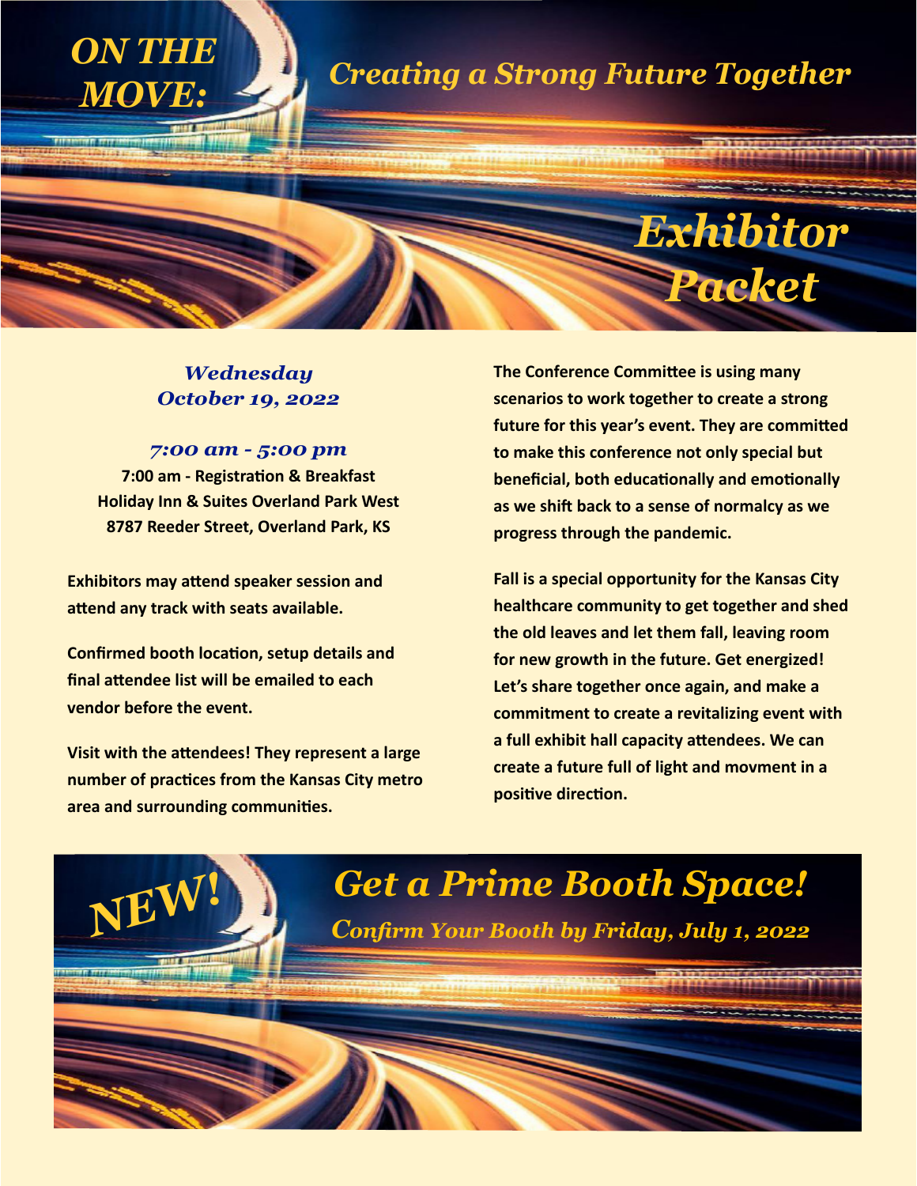# ON THE MOVE: *Creating a Strong Future Together*

# *Exhibitor Packet*

***Wednesday October 19, 2022***

***7:00 am - 5:00 pm***

**7:00 am - Registration & Breakfast**
**Holiday Inn & Suites Overland Park West**
**8787 Reeder Street, Overland Park, KS**

**Exhibitors may attend speaker session and attend any track with seats available.**

**Confirmed booth location, setup details and final attendee list will be emailed to each vendor before the event.**

**Visit with the attendees! They represent a large number of practices from the Kansas City metro area and surrounding communities.**

**The Conference Committee is using many scenarios to work together to create a strong future for this year's event. They are committed to make this conference not only special but beneficial, both educationally and emotionally as we shift back to a sense of normalcy as we progress through the pandemic.**

**Fall is a special opportunity for the Kansas City healthcare community to get together and shed the old leaves and let them fall, leaving room for new growth in the future. Get energized! Let's share together once again, and make a commitment to create a revitalizing event with a full exhibit hall capacity attendees. We can create a future full of light and movment in a positive direction.**

## *NEW! Get a Prime Booth Space!*

***Confirm Your Booth by Friday, July 1, 2022***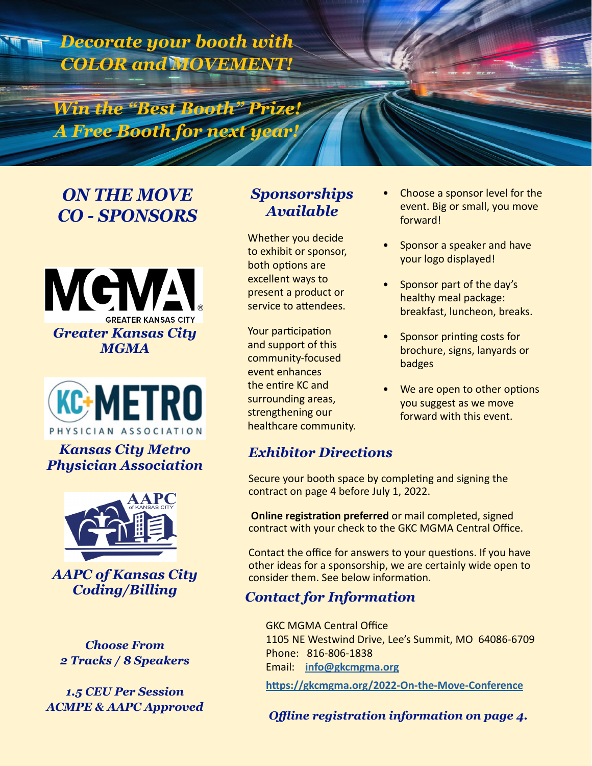*Decorate your booth with COLOR and MOVEMENT!*

*Win the "Best Booth" Prize! A Free Booth for next year!*

## *ON THE MOVE CO - SPONSORS*

MGMA GREATER KANSAS CITY

*Greater Kansas City MGMA*

KC+METRO PHYSICIAN ASSOCIATION

*Kansas City Metro Physician Association*

AAPC of KANSAS CITY

*AAPC of Kansas City Coding/Billing*

*Choose From 2 Tracks / 8 Speakers*

*1.5 CEU Per Session ACMPE & AAPC Approved*

## *Sponsorships Available*

Whether you decide to exhibit or sponsor, both options are excellent ways to present a product or service to attendees.

Your participation and support of this community-focused event enhances the entire KC and surrounding areas, strengthening our healthcare community.

- Choose a sponsor level for the event. Big or small, you move forward!
- Sponsor a speaker and have your logo displayed!
- Sponsor part of the day's healthy meal package: breakfast, luncheon, breaks.
- Sponsor printing costs for brochure, signs, lanyards or badges
- We are open to other options you suggest as we move forward with this event.

## *Exhibitor Directions*

Secure your booth space by completing and signing the contract on page 4 before July 1, 2022.

**Online registration preferred** or mail completed, signed contract with your check to the GKC MGMA Central Office.

Contact the office for answers to your questions. If you have other ideas for a sponsorship, we are certainly wide open to consider them. See below information.

## *Contact for Information*

GKC MGMA Central Office
1105 NE Westwind Drive, Lee's Summit, MO 64086-6709
Phone: 816-806-1838
Email: **info@gkcmgma.org**

**https://gkcmgma.org/2022-On-the-Move-Conference**

***Offline registration information on page 4.***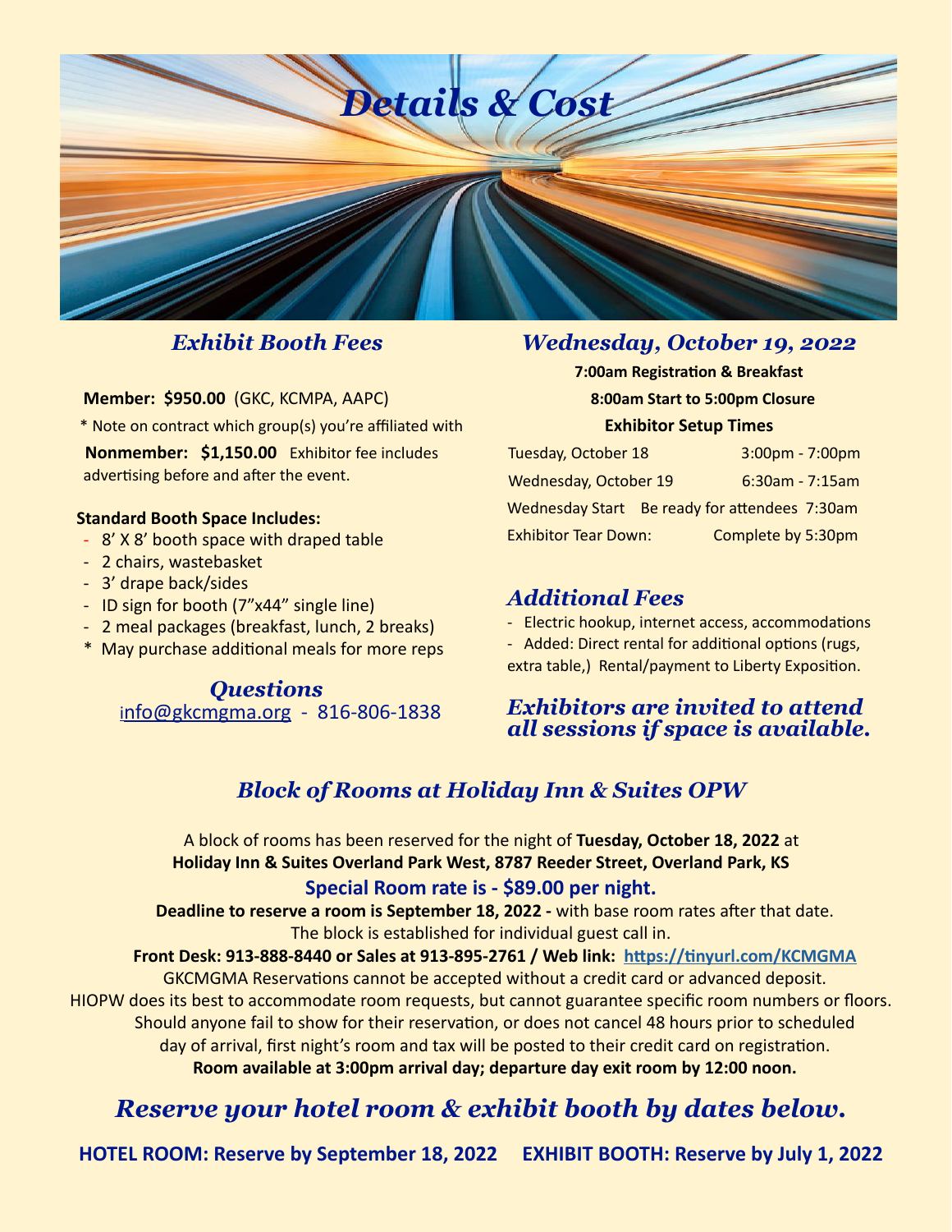# Details & Cost

## Exhibit Booth Fees

**Member: $950.00** (GKC, KCMPA, AAPC)

\* Note on contract which group(s) you're affiliated with

**Nonmember: $1,150.00** Exhibitor fee includes advertising before and after the event.

**Standard Booth Space Includes:**

- 8' X 8' booth space with draped table
- 2 chairs, wastebasket
- 3' drape back/sides
- ID sign for booth (7"x44" single line)
- 2 meal packages (breakfast, lunch, 2 breaks)

\* May purchase additional meals for more reps

## Questions

info@gkcmgma.org - 816-806-1838

## Wednesday, October 19, 2022

**7:00am Registration & Breakfast**

**8:00am Start to 5:00pm Closure**

**Exhibitor Setup Times**

| | |
|---|---|
| Tuesday, October 18 | 3:00pm - 7:00pm |
| Wednesday, October 19 | 6:30am - 7:15am |
| Wednesday Start Be ready for attendees | 7:30am |
| Exhibitor Tear Down: | Complete by 5:30pm |

## Additional Fees

- Electric hookup, internet access, accommodations
- Added: Direct rental for additional options (rugs, extra table,) Rental/payment to Liberty Exposition.

## *Exhibitors are invited to attend all sessions if space is available.*

## Block of Rooms at Holiday Inn & Suites OPW

A block of rooms has been reserved for the night of **Tuesday, October 18, 2022** at **Holiday Inn & Suites Overland Park West, 8787 Reeder Street, Overland Park, KS**

**Special Room rate is - $89.00 per night.**

**Deadline to reserve a room is September 18, 2022 -** with base room rates after that date.
The block is established for individual guest call in.

**Front Desk: 913-888-8440 or Sales at 913-895-2761 / Web link: https://tinyurl.com/KCMGMA**

GKCMGMA Reservations cannot be accepted without a credit card or advanced deposit.
HIOPW does its best to accommodate room requests, but cannot guarantee specific room numbers or floors.
Should anyone fail to show for their reservation, or does not cancel 48 hours prior to scheduled day of arrival, first night's room and tax will be posted to their credit card on registration.
**Room available at 3:00pm arrival day; departure day exit room by 12:00 noon.**

## Reserve your hotel room & exhibit booth by dates below.

**HOTEL ROOM: Reserve by September 18, 2022 EXHIBIT BOOTH: Reserve by July 1, 2022**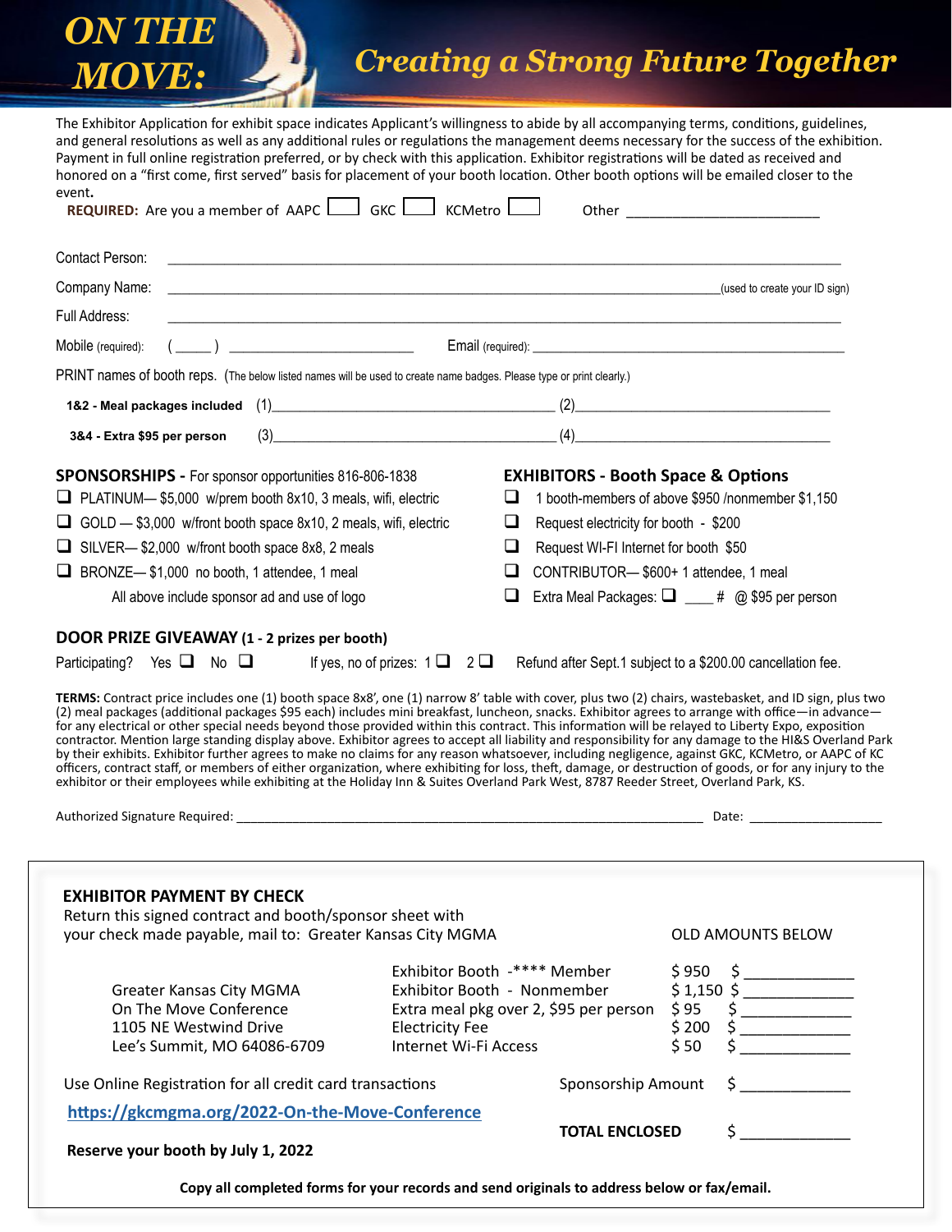# ON THE MOVE: Creating a Strong Future Together

The Exhibitor Application for exhibit space indicates Applicant's willingness to abide by all accompanying terms, conditions, guidelines, and general resolutions as well as any additional rules or regulations the management deems necessary for the success of the exhibition. Payment in full online registration preferred, or by check with this application. Exhibitor registrations will be dated as received and honored on a "first come, first served" basis for placement of your booth location. Other booth options will be emailed closer to the event.

**REQUIRED:** Are you a member of AAPC ☐ GKC ☐ KCMetro ☐ Other ___________________________

Contact Person: ________________________________________________________________

Company Name: ________________________________________________________________(used to create your ID sign)

Full Address: ________________________________________________________________

Mobile (required): ( _____ ) ________________________ Email (required): ____________________________________

PRINT names of booth reps. (The below listed names will be used to create name badges. Please type or print clearly.)

**1&2 - Meal packages included** (1)________________________________ (2)________________________________

**3&4 - Extra $95 per person** (3)________________________________ (4)________________________________

## SPONSORSHIPS - For sponsor opportunities 816-806-1838

- ☐ PLATINUM— $5,000 w/prem booth 8x10, 3 meals, wifi, electric
- ☐ GOLD — $3,000 w/front booth space 8x10, 2 meals, wifi, electric
- ☐ SILVER— $2,000 w/front booth space 8x8, 2 meals
- ☐ BRONZE— $1,000 no booth, 1 attendee, 1 meal

All above include sponsor ad and use of logo

## EXHIBITORS - Booth Space & Options

- ☐ 1 booth-members of above $950 /nonmember $1,150
- ☐ Request electricity for booth - $200
- ☐ Request WI-FI Internet for booth $50
- ☐ CONTRIBUTOR— $600+ 1 attendee, 1 meal
- ☐ Extra Meal Packages: ☐ ____ # @ $95 per person

## DOOR PRIZE GIVEAWAY (1 - 2 prizes per booth)

Participating? Yes ☐ No ☐ If yes, no of prizes: 1 ☐ 2 ☐ Refund after Sept.1 subject to a $200.00 cancellation fee.

**TERMS:** Contract price includes one (1) booth space 8x8', one (1) narrow 8' table with cover, plus two (2) chairs, wastebasket, and ID sign, plus two (2) meal packages (additional packages $95 each) includes mini breakfast, luncheon, snacks. Exhibitor agrees to arrange with office—in advance—for any electrical or other special needs beyond those provided within this contract. This information will be relayed to Liberty Expo, exposition contractor. Mention large standing display above. Exhibitor agrees to accept all liability and responsibility for any damage to the HI&S Overland Park by their exhibits. Exhibitor further agrees to make no claims for any reason whatsoever, including negligence, against GKC, KCMetro, or AAPC of KC officers, contract staff, or members of either organization, where exhibiting for loss, theft, damage, or destruction of goods, or for any injury to the exhibitor or their employees while exhibiting at the Holiday Inn & Suites Overland Park West, 8787 Reeder Street, Overland Park, KS.

Authorized Signature Required: ____________________________________________ Date: ________________

## EXHIBITOR PAYMENT BY CHECK

Return this signed contract and booth/sponsor sheet with your check made payable, mail to: Greater Kansas City MGMA

OLD AMOUNTS BELOW

Greater Kansas City MGMA
On The Move Conference
1105 NE Westwind Drive
Lee's Summit, MO 64086-6709

| | | |
|---|---|---|
| Exhibitor Booth -**** Member | $ 950 | $ ____________ |
| Exhibitor Booth - Nonmember | $ 1,150 | $ ____________ |
| Extra meal pkg over 2, $95 per person | $ 95 | $ ____________ |
| Electricity Fee | $ 200 | $ ____________ |
| Internet Wi-Fi Access | $ 50 | $ ____________ |
| Sponsorship Amount | | $ ____________ |
| **TOTAL ENCLOSED** | | $ ____________ |

Use Online Registration for all credit card transactions

https://gkcmgma.org/2022-On-the-Move-Conference

**Reserve your booth by July 1, 2022**

**Copy all completed forms for your records and send originals to address below or fax/email.**